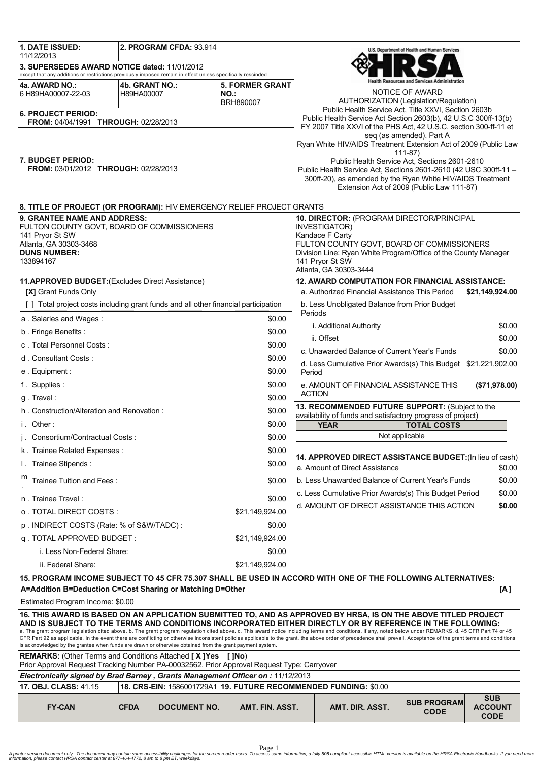| **1. DATE ISSUED:** 11/12/2013 | **2. PROGRAM CFDA:** 93.914 | |
|---|---|---|
| **3. SUPERSEDES AWARD NOTICE dated:** 11/01/2012 except that any additions or restrictions previously imposed remain in effect unless specifically rescinded. | | |
| **4a. AWARD NO.:** 6 H89HA00007-22-03 | **4b. GRANT NO.:** H89HA00007 | **5. FORMER GRANT NO.:** BRH890007 |
| **6. PROJECT PERIOD:** **FROM:** 04/04/1991 **THROUGH:** 02/28/2013 | | |
| **7. BUDGET PERIOD:** **FROM:** 03/01/2012 **THROUGH:** 02/28/2013 | | |

U.S. Department of Health and Human Services
HRSA
Health Resources and Services Administration

NOTICE OF AWARD
AUTHORIZATION (Legislation/Regulation)
Public Health Service Act, Title XXVI, Section 2603b
Public Health Service Act Section 2603(b), 42 U.S.C 300ff-13(b)
FY 2007 Title XXVI of the PHS Act, 42 U.S.C. section 300-ff-11 et seq (as amended), Part A
Ryan White HIV/AIDS Treatment Extension Act of 2009 (Public Law 111-87)
Public Health Service Act, Sections 2601-2610
Public Health Service Act, Sections 2601-2610 (42 USC 300ff-11 – 300ff-20), as amended by the Ryan White HIV/AIDS Treatment Extension Act of 2009 (Public Law 111-87)

**8. TITLE OF PROJECT (OR PROGRAM):** HIV EMERGENCY RELIEF PROJECT GRANTS

**9. GRANTEE NAME AND ADDRESS:**
FULTON COUNTY GOVT, BOARD OF COMMISSIONERS
141 Pryor St SW
Atlanta, GA 30303-3468
**DUNS NUMBER:**
133894167

**10. DIRECTOR:** (PROGRAM DIRECTOR/PRINCIPAL INVESTIGATOR)
Kandace F Carty
FULTON COUNTY GOVT, BOARD OF COMMISSIONERS
Division Line: Ryan White Program/Office of the County Manager
141 Pryor St SW
Atlanta, GA 30303-3444

**11.APPROVED BUDGET:**(Excludes Direct Assistance)

**[X]** Grant Funds Only
[ ] Total project costs including grant funds and all other financial participation

| | |
|---|---|
| a . Salaries and Wages : | $0.00 |
| b . Fringe Benefits : | $0.00 |
| c . Total Personnel Costs : | $0.00 |
| d . Consultant Costs : | $0.00 |
| e . Equipment : | $0.00 |
| f . Supplies : | $0.00 |
| g . Travel : | $0.00 |
| h . Construction/Alteration and Renovation : | $0.00 |
| i . Other : | $0.00 |
| j . Consortium/Contractual Costs : | $0.00 |
| k . Trainee Related Expenses : | $0.00 |
| l . Trainee Stipends : | $0.00 |
| m . Trainee Tuition and Fees : | $0.00 |
| n . Trainee Travel : | $0.00 |
| o . TOTAL DIRECT COSTS : | $21,149,924.00 |
| p . INDIRECT COSTS (Rate: % of S&W/TADC) : | $0.00 |
| q . TOTAL APPROVED BUDGET : | $21,149,924.00 |
| i. Less Non-Federal Share: | $0.00 |
| ii. Federal Share: | $21,149,924.00 |

**12. AWARD COMPUTATION FOR FINANCIAL ASSISTANCE:**

| | |
|---|---|
| a. Authorized Financial Assistance This Period | **$21,149,924.00** |
| b. Less Unobligated Balance from Prior Budget Periods | |
| i. Additional Authority | $0.00 |
| ii. Offset | $0.00 |
| c. Unawarded Balance of Current Year's Funds | $0.00 |
| d. Less Cumulative Prior Awards(s) This Budget Period | $21,221,902.00 |
| e. AMOUNT OF FINANCIAL ASSISTANCE THIS ACTION | **($71,978.00)** |

**13. RECOMMENDED FUTURE SUPPORT:** (Subject to the availability of funds and satisfactory progress of project)

| YEAR | TOTAL COSTS |
|---|---|
| Not applicable | |

**14. APPROVED DIRECT ASSISTANCE BUDGET:**(In lieu of cash)

| | |
|---|---|
| a. Amount of Direct Assistance | $0.00 |
| b. Less Unawarded Balance of Current Year's Funds | $0.00 |
| c. Less Cumulative Prior Awards(s) This Budget Period | $0.00 |
| d. AMOUNT OF DIRECT ASSISTANCE THIS ACTION | **$0.00** |

**15. PROGRAM INCOME SUBJECT TO 45 CFR 75.307 SHALL BE USED IN ACCORD WITH ONE OF THE FOLLOWING ALTERNATIVES:**
**A=Addition B=Deduction C=Cost Sharing or Matching D=Other** **[A]**

Estimated Program Income: $0.00

**16. THIS AWARD IS BASED ON AN APPLICATION SUBMITTED TO, AND AS APPROVED BY HRSA, IS ON THE ABOVE TITLED PROJECT AND IS SUBJECT TO THE TERMS AND CONDITIONS INCORPORATED EITHER DIRECTLY OR BY REFERENCE IN THE FOLLOWING:**
a. The grant program legislation cited above. b. The grant program regulation cited above. c. This award notice including terms and conditions, if any, noted below under REMARKS. d. 45 CFR Part 74 or 45 CFR Part 92 as applicable. In the event there are conflicting or otherwise inconsistent policies applicable to the grant, the above order of precedence shall prevail. Acceptance of the grant terms and conditions is acknowledged by the grantee when funds are drawn or otherwise obtained from the grant payment system.

**REMARKS:** (Other Terms and Conditions Attached **[ X ]Yes [ ]No**)
Prior Approval Request Tracking Number PA-00032562. Prior Approval Request Type: Carryover

***Electronically signed by Brad Barney , Grants Management Officer on :*** 11/12/2013

**17. OBJ. CLASS:** 41.15 | **18. CRS-EIN:** 1586001729A1 | **19. FUTURE RECOMMENDED FUNDING:** $0.00

| FY-CAN | CFDA | DOCUMENT NO. | AMT. FIN. ASST. | AMT. DIR. ASST. | SUB PROGRAM CODE | SUB ACCOUNT CODE |
|---|---|---|---|---|---|---|

A printer version document only. The document may contain some accessibility challenges for the screen reader users. To access same information, a fully 508 compliant accessible HTML version is available on the HRSA Electronic Handbooks. If you need more information, please contact HRSA contact center at 877-464-4772, 8 am to 8 pm ET, weekdays.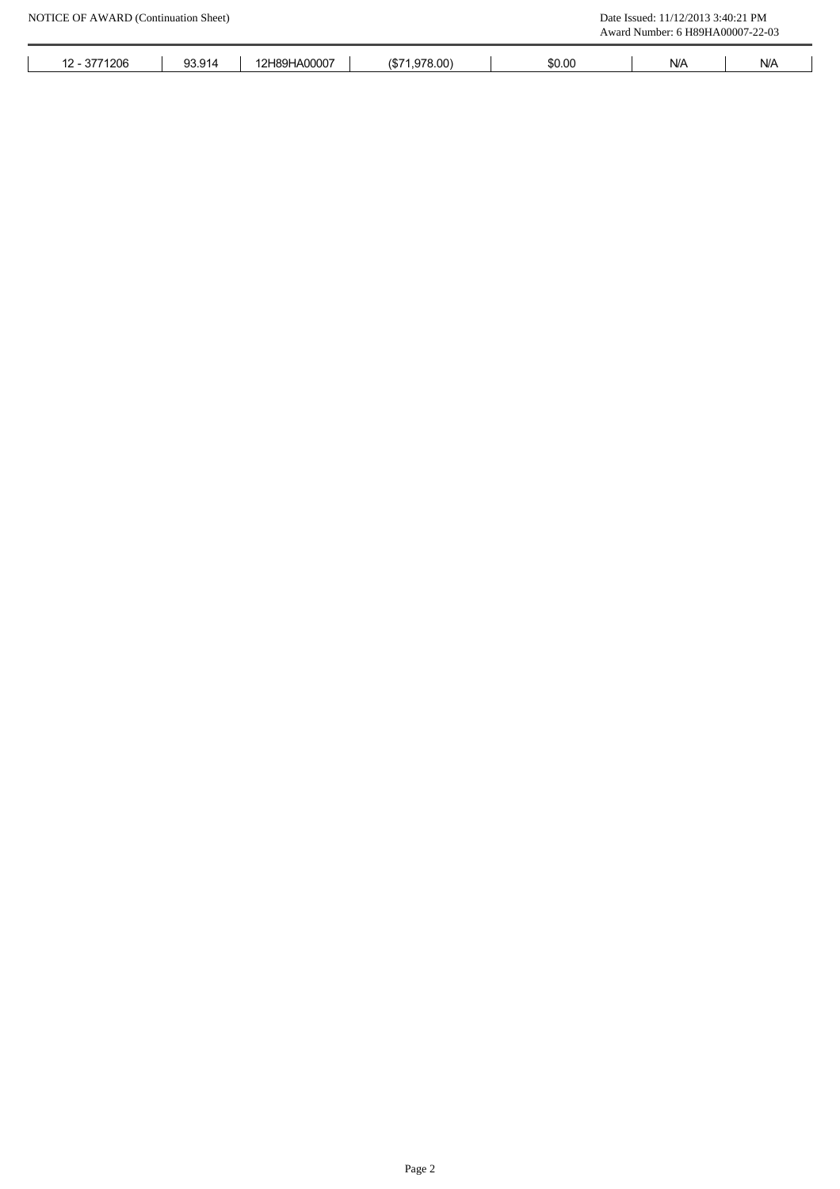| 12 - 3771206 | 93.914 | 12H89HA00007 | ($71,978.00) | $0.00 | N/A | N/A |
| --- | --- | --- | --- | --- | --- | --- |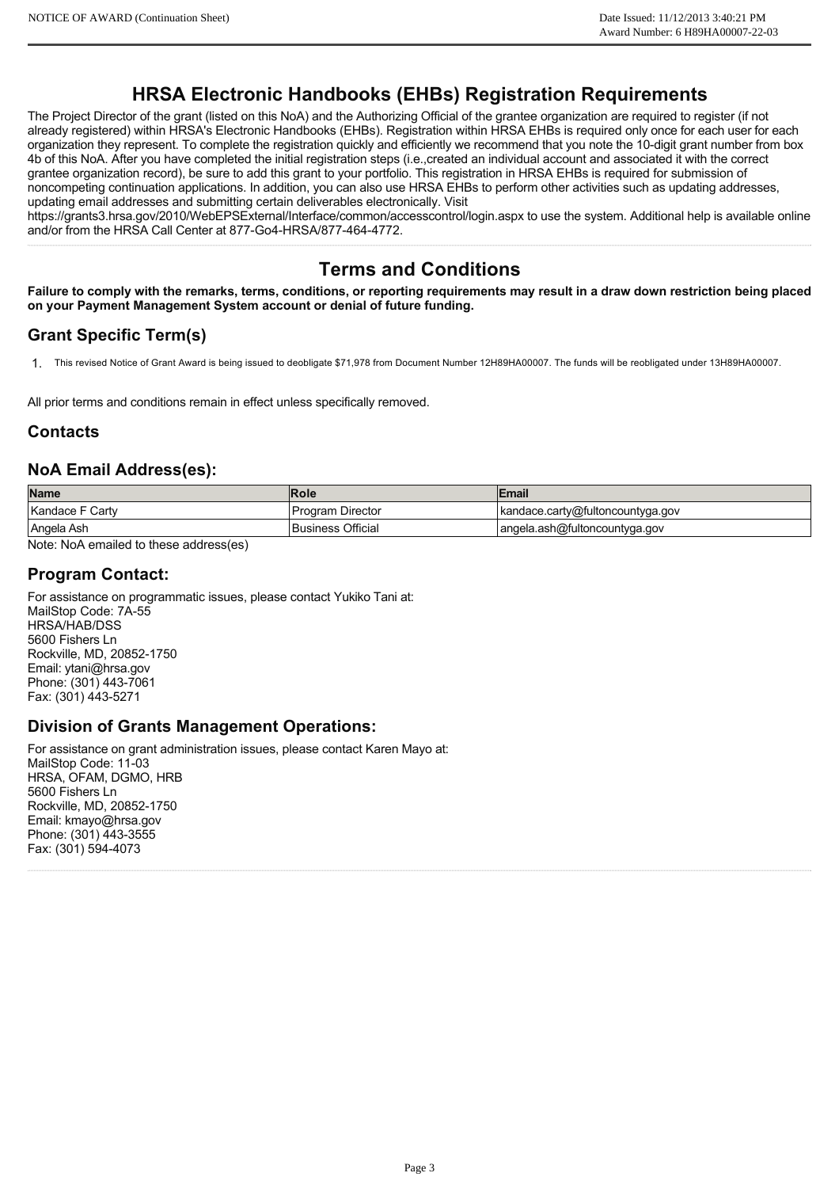# HRSA Electronic Handbooks (EHBs) Registration Requirements

The Project Director of the grant (listed on this NoA) and the Authorizing Official of the grantee organization are required to register (if not already registered) within HRSA's Electronic Handbooks (EHBs). Registration within HRSA EHBs is required only once for each user for each organization they represent. To complete the registration quickly and efficiently we recommend that you note the 10-digit grant number from box 4b of this NoA. After you have completed the initial registration steps (i.e.,created an individual account and associated it with the correct grantee organization record), be sure to add this grant to your portfolio. This registration in HRSA EHBs is required for submission of noncompeting continuation applications. In addition, you can also use HRSA EHBs to perform other activities such as updating addresses, updating email addresses and submitting certain deliverables electronically. Visit https://grants3.hrsa.gov/2010/WebEPSExternal/Interface/common/accesscontrol/login.aspx to use the system. Additional help is available online and/or from the HRSA Call Center at 877-Go4-HRSA/877-464-4772.

# Terms and Conditions

**Failure to comply with the remarks, terms, conditions, or reporting requirements may result in a draw down restriction being placed on your Payment Management System account or denial of future funding.**

## Grant Specific Term(s)

1. This revised Notice of Grant Award is being issued to deobligate $71,978 from Document Number 12H89HA00007. The funds will be reobligated under 13H89HA00007.

All prior terms and conditions remain in effect unless specifically removed.

## Contacts

## NoA Email Address(es):

| Name | Role | Email |
|---|---|---|
| Kandace F Carty | Program Director | kandace.carty@fultoncountyga.gov |
| Angela Ash | Business Official | angela.ash@fultoncountyga.gov |

Note: NoA emailed to these address(es)

## Program Contact:

For assistance on programmatic issues, please contact Yukiko Tani at:
MailStop Code: 7A-55
HRSA/HAB/DSS
5600 Fishers Ln
Rockville, MD, 20852-1750
Email: ytani@hrsa.gov
Phone: (301) 443-7061
Fax: (301) 443-5271

## Division of Grants Management Operations:

For assistance on grant administration issues, please contact Karen Mayo at:
MailStop Code: 11-03
HRSA, OFAM, DGMO, HRB
5600 Fishers Ln
Rockville, MD, 20852-1750
Email: kmayo@hrsa.gov
Phone: (301) 443-3555
Fax: (301) 594-4073